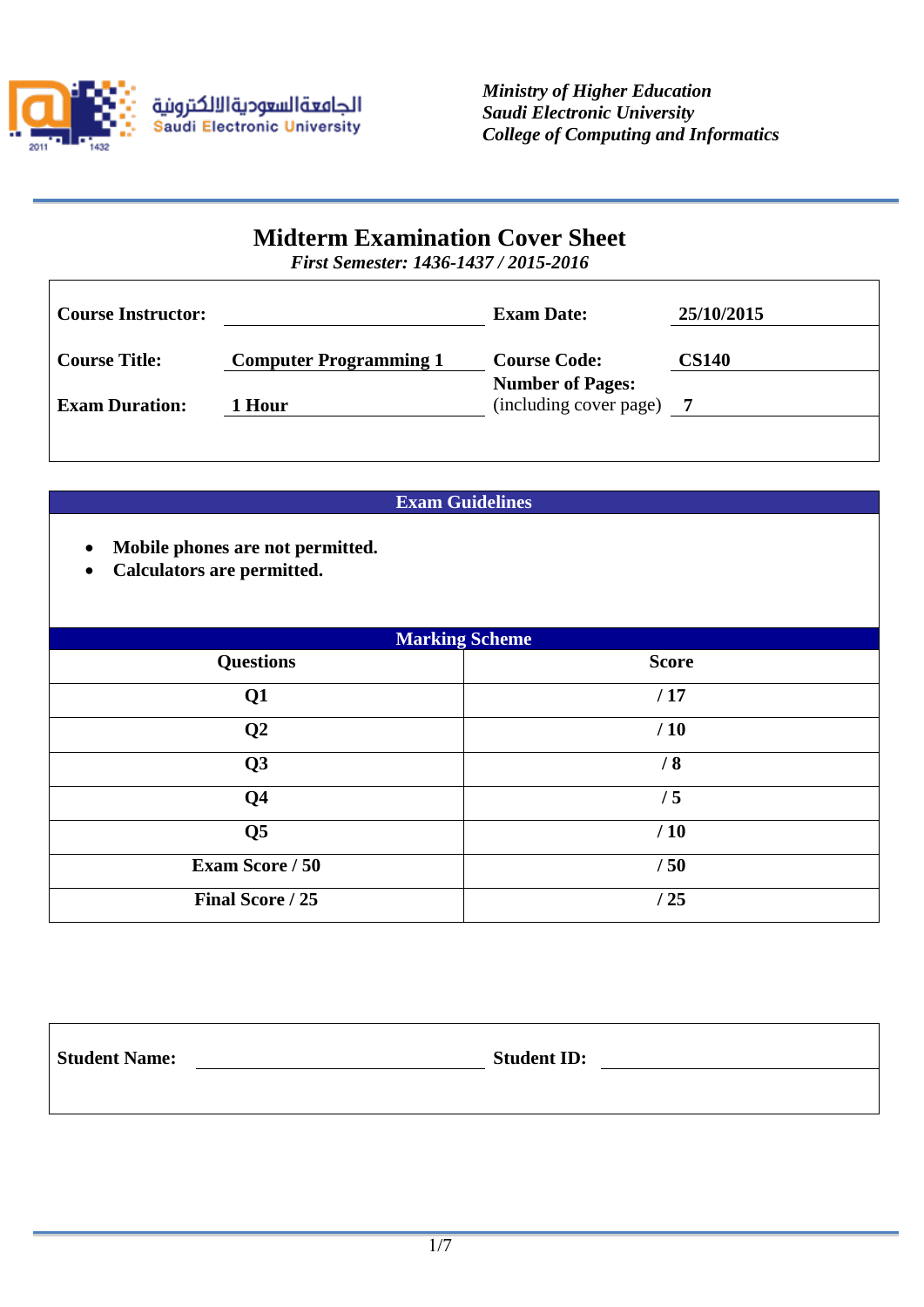الجامعة السعودية الالكترونية
Saudi Electronic University

*Ministry of Higher Education*
*Saudi Electronic University*
*College of Computing and Informatics*

# Midterm Examination Cover Sheet

*First Semester: 1436-1437 / 2015-2016*

| | | | |
|---|---|---|---|
| **Course Instructor:** | | **Exam Date:** | **25/10/2015** |
| **Course Title:** | **Computer Programming 1** | **Course Code:** | **CS140** |
| **Exam Duration:** | **1 Hour** | **Number of Pages:** (including cover page) | **7** |

## Exam Guidelines

- **Mobile phones are not permitted.**
- **Calculators are permitted.**

## Marking Scheme

| Questions | Score |
|---|---|
| Q1 | / 17 |
| Q2 | / 10 |
| Q3 | / 8 |
| Q4 | / 5 |
| Q5 | / 10 |
| Exam Score / 50 | / 50 |
| Final Score / 25 | / 25 |

| | | | |
|---|---|---|---|
| **Student Name:** | | **Student ID:** | |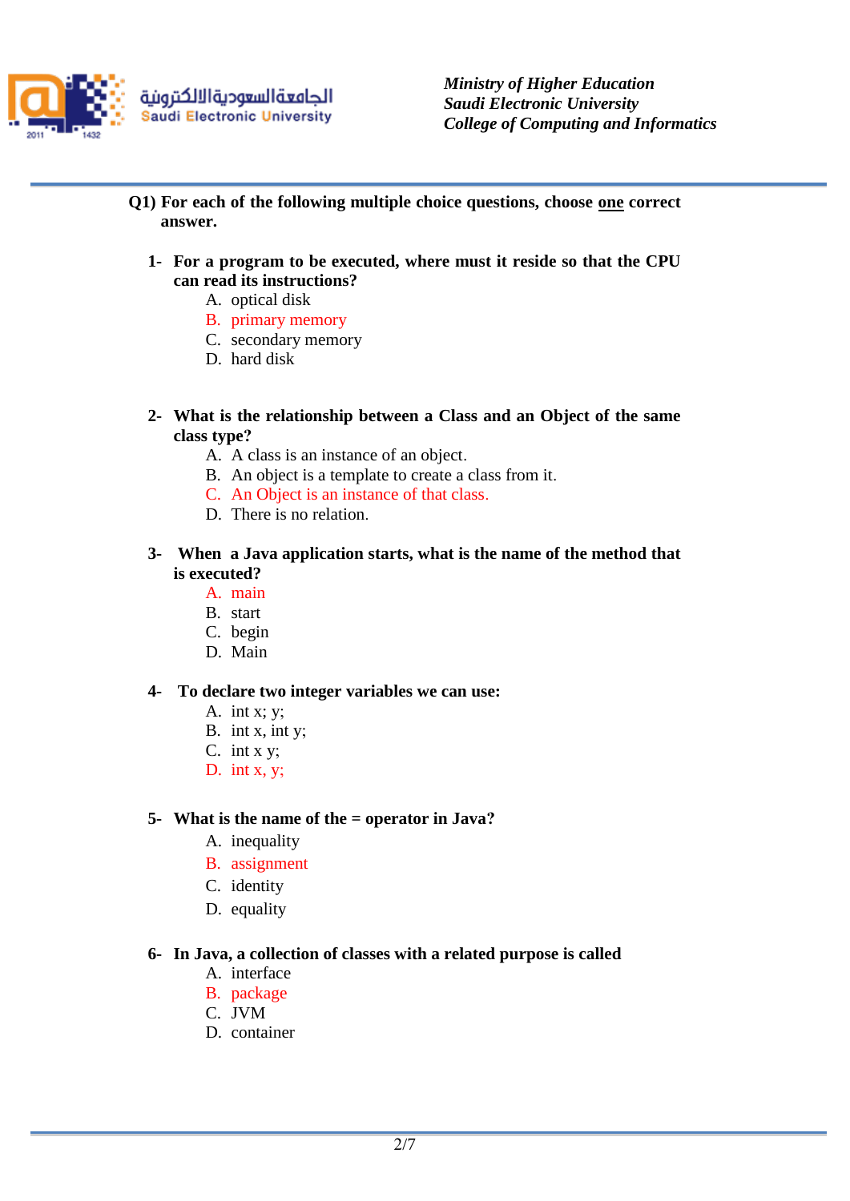*Ministry of Higher Education*
*Saudi Electronic University*
*College of Computing and Informatics*

**Q1) For each of the following multiple choice questions, choose one correct answer.**

**1- For a program to be executed, where must it reside so that the CPU can read its instructions?**

A. optical disk
B. primary memory
C. secondary memory
D. hard disk

**2- What is the relationship between a Class and an Object of the same class type?**

A. A class is an instance of an object.
B. An object is a template to create a class from it.
C. An Object is an instance of that class.
D. There is no relation.

**3- When a Java application starts, what is the name of the method that is executed?**

A. main
B. start
C. begin
D. Main

**4- To declare two integer variables we can use:**

A. int x; y;
B. int x, int y;
C. int x y;
D. int x, y;

**5- What is the name of the = operator in Java?**

A. inequality
B. assignment
C. identity
D. equality

**6- In Java, a collection of classes with a related purpose is called**

A. interface
B. package
C. JVM
D. container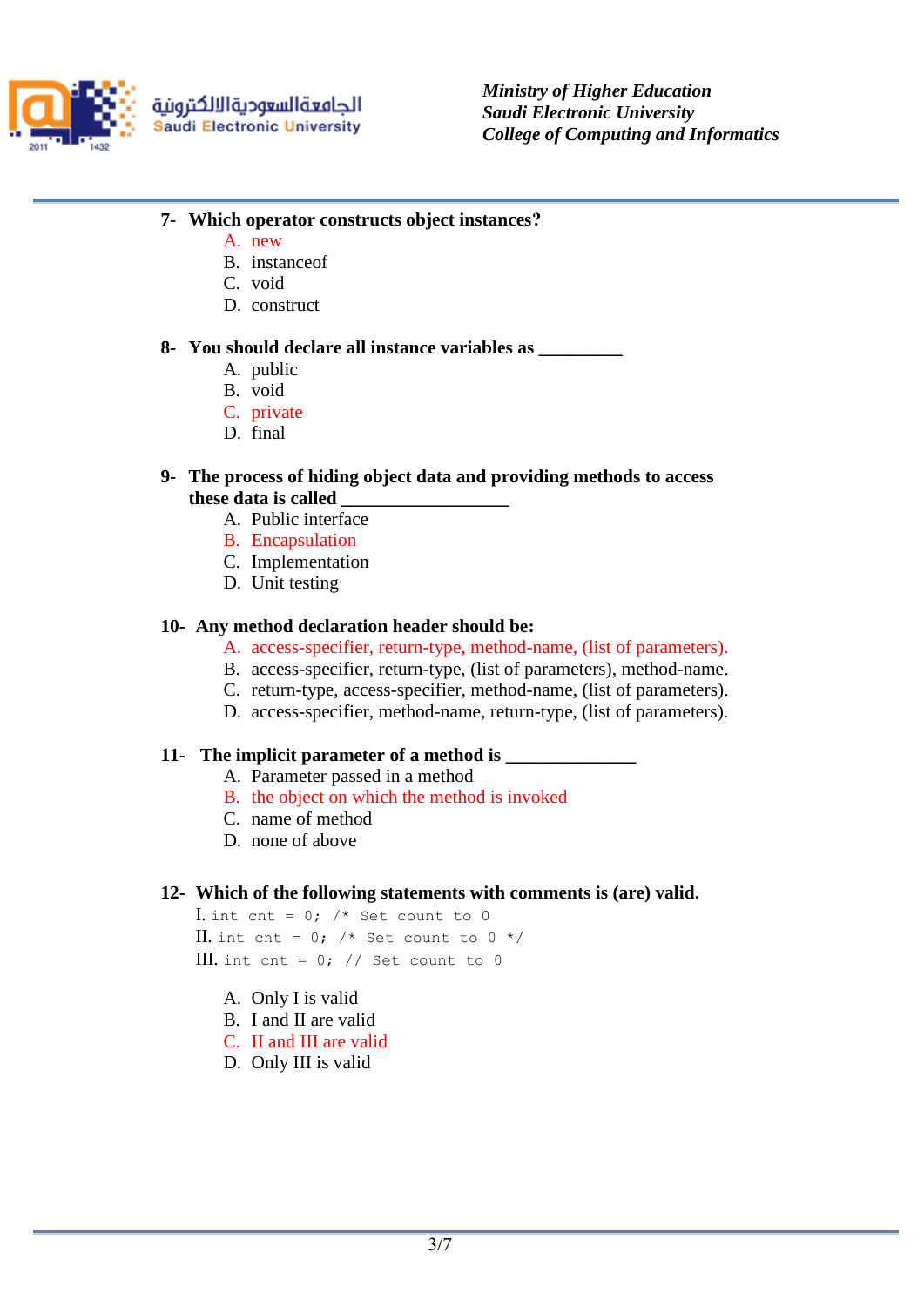7- **Which operator constructs object instances?**

   A. new
   B. instanceof
   C. void
   D. construct

8- **You should declare all instance variables as _________**

   A. public
   B. void
   C. private
   D. final

9- **The process of hiding object data and providing methods to access these data is called _________________**

   A. Public interface
   B. Encapsulation
   C. Implementation
   D. Unit testing

10- **Any method declaration header should be:**

   A. access-specifier, return-type, method-name, (list of parameters).
   B. access-specifier, return-type, (list of parameters), method-name.
   C. return-type, access-specifier, method-name, (list of parameters).
   D. access-specifier, method-name, return-type, (list of parameters).

11- **The implicit parameter of a method is ______________**

   A. Parameter passed in a method
   B. the object on which the method is invoked
   C. name of method
   D. none of above

12- **Which of the following statements with comments is (are) valid.**

I. `int cnt = 0; /* Set count to 0`
II. `int cnt = 0; /* Set count to 0 */`
III. `int cnt = 0; // Set count to 0`

   A. Only I is valid
   B. I and II are valid
   C. II and III are valid
   D. Only III is valid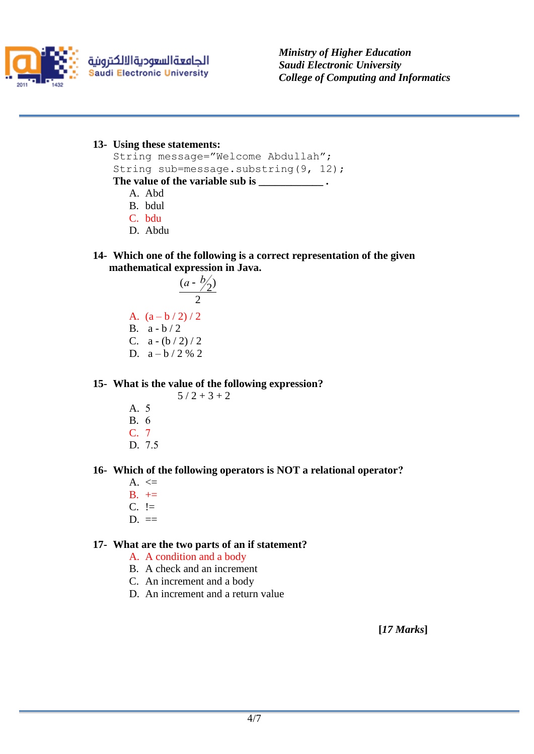**13- Using these statements:**

```
String message="Welcome Abdullah";
String sub=message.substring(9, 12);
```

**The value of the variable sub is ____________ .**

A. Abd
B. bdul
C. bdu
D. Abdu

**14- Which one of the following is a correct representation of the given mathematical expression in Java.**

$$\frac{(a - b/2)}{2}$$

A. (a – b / 2) / 2
B. a - b / 2
C. a - (b / 2) / 2
D. a – b / 2 % 2

**15- What is the value of the following expression?**

5 / 2 + 3 + 2

A. 5
B. 6
C. 7
D. 7.5

**16- Which of the following operators is NOT a relational operator?**

A. <=
B. +=
C. !=
D. ==

**17- What are the two parts of an if statement?**

A. A condition and a body
B. A check and an increment
C. An increment and a body
D. An increment and a return value

**[*17 Marks*]**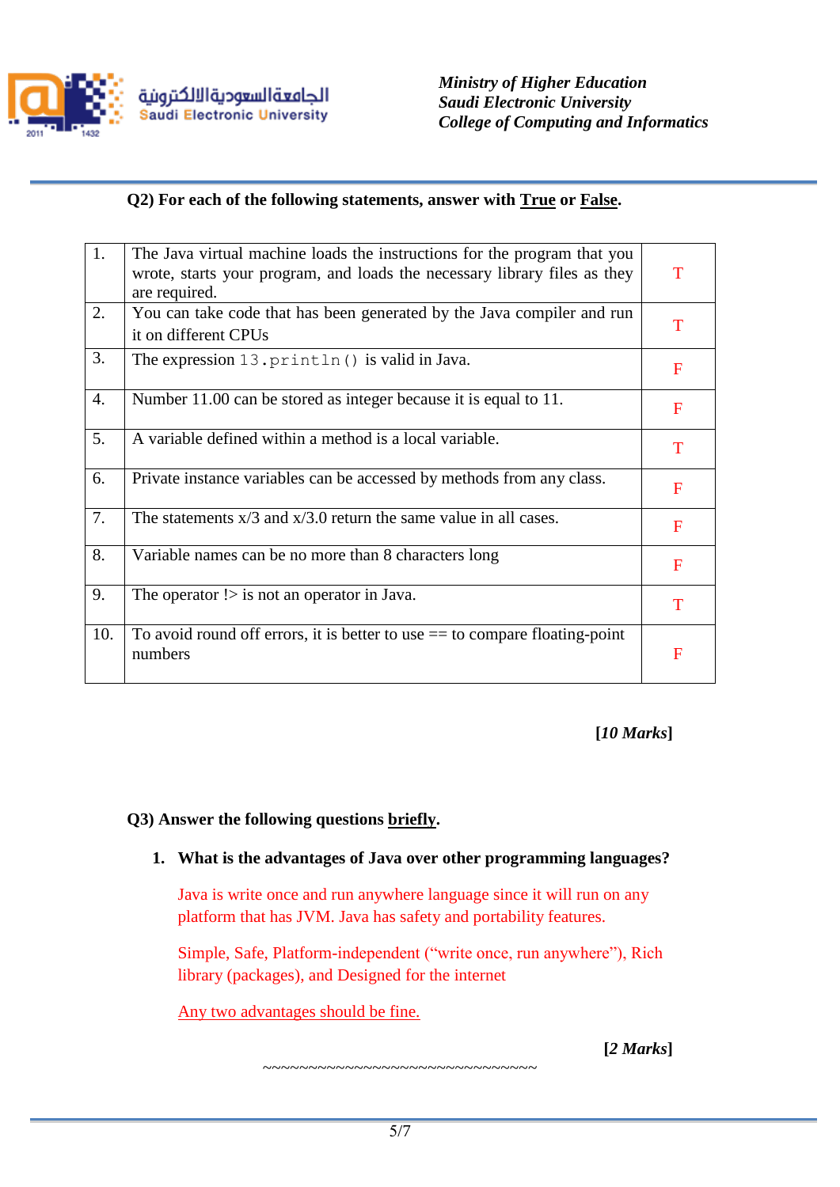**Q2) For each of the following statements, answer with True or False.**

| | | |
|---|---|---|
| 1. | The Java virtual machine loads the instructions for the program that you wrote, starts your program, and loads the necessary library files as they are required. | T |
| 2. | You can take code that has been generated by the Java compiler and run it on different CPUs | T |
| 3. | The expression `13.println()` is valid in Java. | F |
| 4. | Number 11.00 can be stored as integer because it is equal to 11. | F |
| 5. | A variable defined within a method is a local variable. | T |
| 6. | Private instance variables can be accessed by methods from any class. | F |
| 7. | The statements x/3 and x/3.0 return the same value in all cases. | F |
| 8. | Variable names can be no more than 8 characters long | F |
| 9. | The operator !> is not an operator in Java. | T |
| 10. | To avoid round off errors, it is better to use == to compare floating-point numbers | F |

**[*10 Marks*]**

**Q3) Answer the following questions briefly.**

1. **What is the advantages of Java over other programming languages?**

   Java is write once and run anywhere language since it will run on any platform that has JVM. Java has safety and portability features.

   Simple, Safe, Platform-independent ("write once, run anywhere"), Rich library (packages), and Designed for the internet

   Any two advantages should be fine.

**[*2 Marks*]**

~~~~~~~~~~~~~~~~~~~~~~~~~~~~~~~~~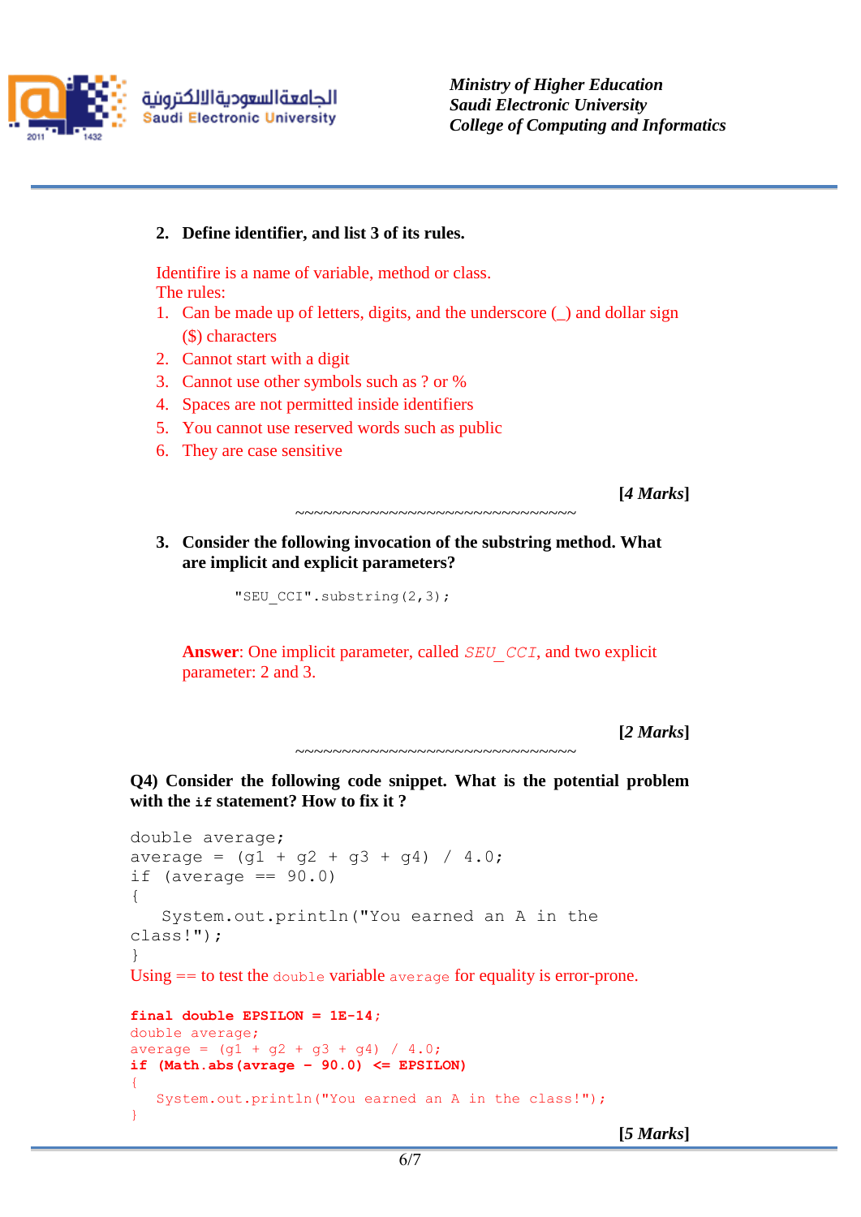**2. Define identifier, and list 3 of its rules.**

Identifire is a name of variable, method or class.
The rules:

1. Can be made up of letters, digits, and the underscore (_) and dollar sign ($) characters
2. Cannot start with a digit
3. Cannot use other symbols such as ? or %
4. Spaces are not permitted inside identifiers
5. You cannot use reserved words such as public
6. They are case sensitive

**[*4 Marks*]**

~~~~~~~~~~~~~~~~~~~~~~~~~~~~~~~~

**3. Consider the following invocation of the substring method. What are implicit and explicit parameters?**

```
"SEU_CCI".substring(2,3);
```

**Answer**: One implicit parameter, called *SEU_CCI*, and two explicit parameter: 2 and 3.

**[*2 Marks*]**

~~~~~~~~~~~~~~~~~~~~~~~~~~~~~~~~

**Q4) Consider the following code snippet. What is the potential problem with the `if` statement? How to fix it ?**

```
double average;
average = (g1 + g2 + g3 + g4) / 4.0;
if (average == 90.0)
{
   System.out.println("You earned an A in the
class!");
}
```

Using == to test the `double` variable `average` for equality is error-prone.

```
final double EPSILON = 1E-14;
double average;
average = (g1 + g2 + g3 + g4) / 4.0;
if (Math.abs(avrage - 90.0) <= EPSILON)
{
   System.out.println("You earned an A in the class!");
}
```

**[*5 Marks*]**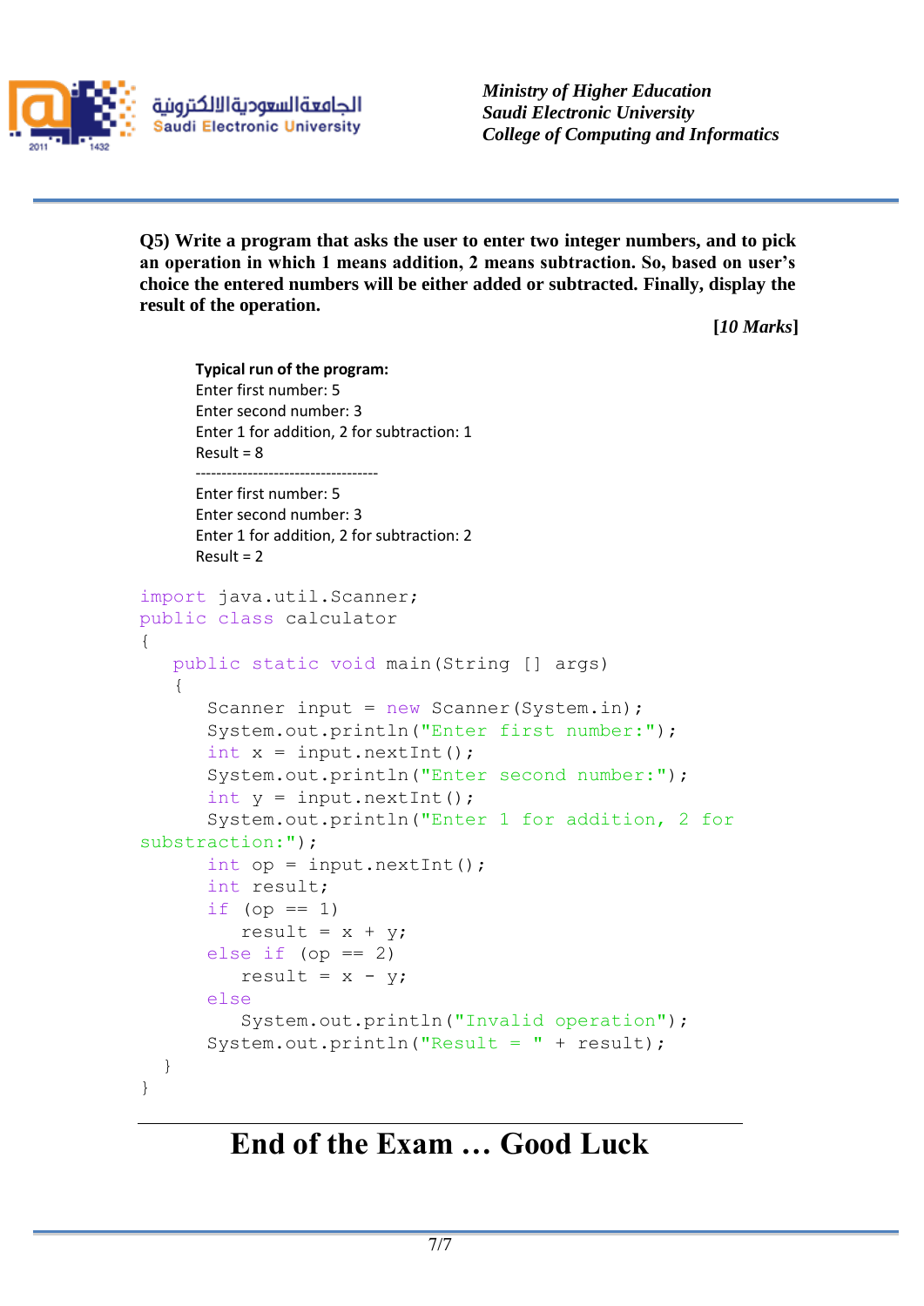Ministry of Higher Education
Saudi Electronic University
College of Computing and Informatics

**Q5) Write a program that asks the user to enter two integer numbers, and to pick an operation in which 1 means addition, 2 means subtraction. So, based on user's choice the entered numbers will be either added or subtracted. Finally, display the result of the operation.**

**[*10 Marks*]**

**Typical run of the program:**
Enter first number: 5
Enter second number: 3
Enter 1 for addition, 2 for subtraction: 1
Result = 8
-----------------------------------
Enter first number: 5
Enter second number: 3
Enter 1 for addition, 2 for subtraction: 2
Result = 2

```
import java.util.Scanner;
public class calculator
{
   public static void main(String [] args)
   {
      Scanner input = new Scanner(System.in);
      System.out.println("Enter first number:");
      int x = input.nextInt();
      System.out.println("Enter second number:");
      int y = input.nextInt();
      System.out.println("Enter 1 for addition, 2 for
substraction:");
      int op = input.nextInt();
      int result;
      if (op == 1)
         result = x + y;
      else if (op == 2)
         result = x - y;
      else
         System.out.println("Invalid operation");
      System.out.println("Result = " + result);
   }
}
```

# End of the Exam … Good Luck